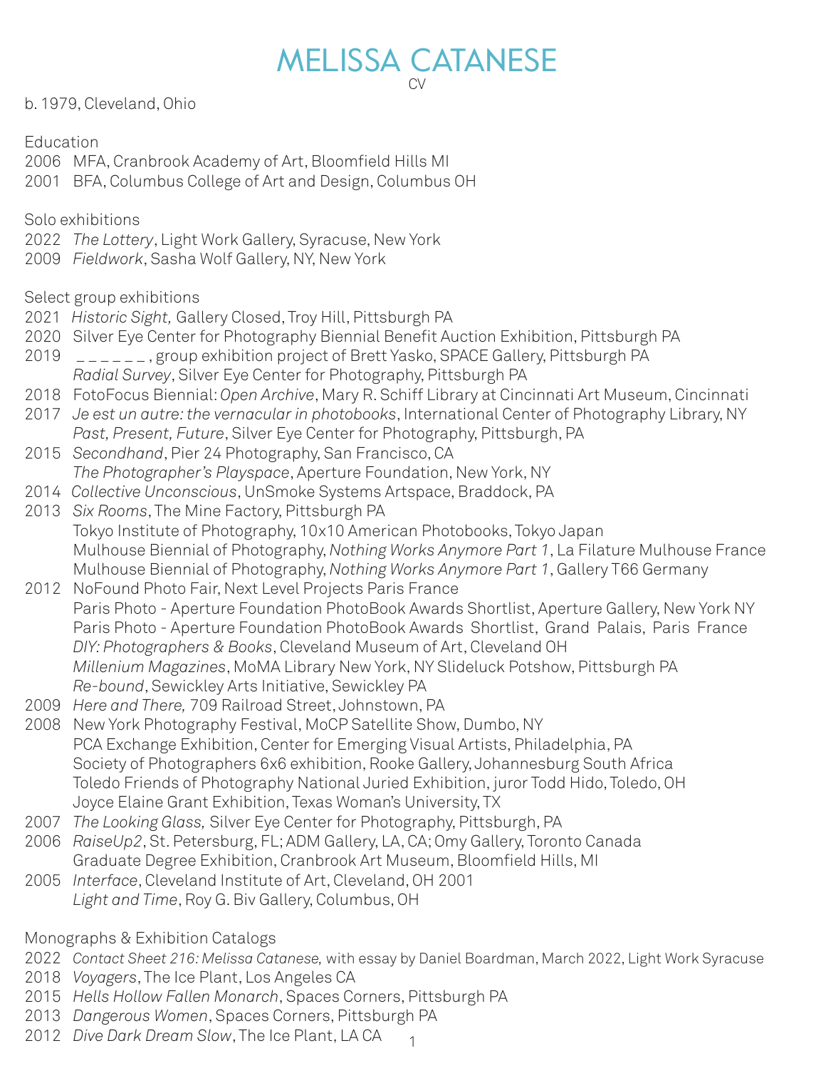# MELISSA CATANESE

CV

b. 1979, Cleveland, Ohio

Education

2006 MFA, Cranbrook Academy of Art, Bloomfield Hills MI
2001 BFA, Columbus College of Art and Design, Columbus OH

Solo exhibitions

2022 *The Lottery*, Light Work Gallery, Syracuse, New York
2009 *Fieldwork*, Sasha Wolf Gallery, NY, New York

Select group exhibitions

2021 *Historic Sight,* Gallery Closed, Troy Hill, Pittsburgh PA
2020 Silver Eye Center for Photography Biennial Benefit Auction Exhibition, Pittsburgh PA
2019 _ _ _ _ _ _, group exhibition project of Brett Yasko, SPACE Gallery, Pittsburgh PA
*Radial Survey*, Silver Eye Center for Photography, Pittsburgh PA
2018 FotoFocus Biennial: *Open Archive*, Mary R. Schiff Library at Cincinnati Art Museum, Cincinnati
2017 *Je est un autre: the vernacular in photobooks*, International Center of Photography Library, NY
*Past, Present, Future*, Silver Eye Center for Photography, Pittsburgh, PA
2015 *Secondhand*, Pier 24 Photography, San Francisco, CA
*The Photographer's Playspace*, Aperture Foundation, New York, NY
2014 *Collective Unconscious*, UnSmoke Systems Artspace, Braddock, PA
2013 *Six Rooms*, The Mine Factory, Pittsburgh PA
Tokyo Institute of Photography, 10x10 American Photobooks, Tokyo Japan
Mulhouse Biennial of Photography, *Nothing Works Anymore Part 1*, La Filature Mulhouse France
Mulhouse Biennial of Photography, *Nothing Works Anymore Part 1*, Gallery T66 Germany
2012 NoFound Photo Fair, Next Level Projects Paris France
Paris Photo - Aperture Foundation PhotoBook Awards Shortlist, Aperture Gallery, New York NY
Paris Photo - Aperture Foundation PhotoBook Awards Shortlist, Grand Palais, Paris France
*DIY: Photographers & Books*, Cleveland Museum of Art, Cleveland OH
*Millenium Magazines*, MoMA Library New York, NY Slideluck Potshow, Pittsburgh PA
*Re-bound*, Sewickley Arts Initiative, Sewickley PA
2009 *Here and There,* 709 Railroad Street, Johnstown, PA
2008 New York Photography Festival, MoCP Satellite Show, Dumbo, NY
PCA Exchange Exhibition, Center for Emerging Visual Artists, Philadelphia, PA
Society of Photographers 6x6 exhibition, Rooke Gallery, Johannesburg South Africa
Toledo Friends of Photography National Juried Exhibition, juror Todd Hido, Toledo, OH
Joyce Elaine Grant Exhibition, Texas Woman's University, TX
2007 *The Looking Glass,* Silver Eye Center for Photography, Pittsburgh, PA
2006 *RaiseUp2*, St. Petersburg, FL; ADM Gallery, LA, CA; Omy Gallery, Toronto Canada
Graduate Degree Exhibition, Cranbrook Art Museum, Bloomfield Hills, MI
2005 *Interface*, Cleveland Institute of Art, Cleveland, OH 2001
*Light and Time*, Roy G. Biv Gallery, Columbus, OH

Monographs & Exhibition Catalogs

2022 *Contact Sheet 216: Melissa Catanese,* with essay by Daniel Boardman, March 2022, Light Work Syracuse
2018 *Voyagers*, The Ice Plant, Los Angeles CA
2015 *Hells Hollow Fallen Monarch*, Spaces Corners, Pittsburgh PA
2013 *Dangerous Women*, Spaces Corners, Pittsburgh PA
2012 *Dive Dark Dream Slow*, The Ice Plant, LA CA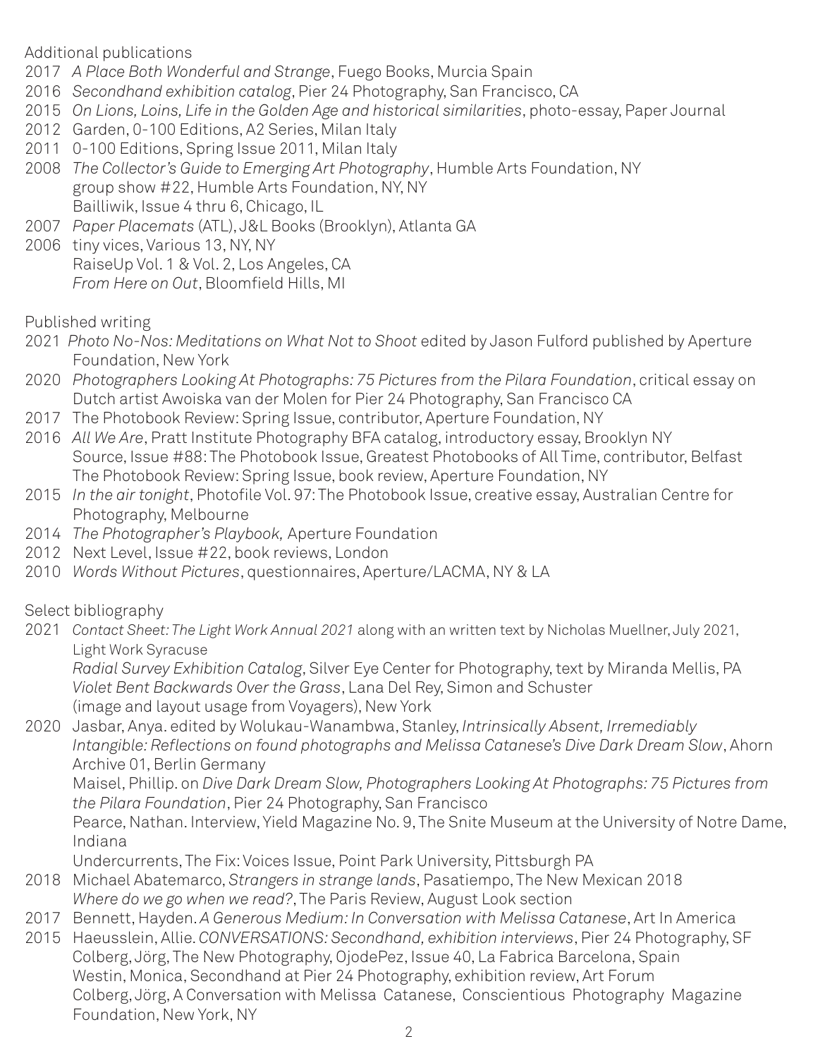Additional publications

2017 *A Place Both Wonderful and Strange*, Fuego Books, Murcia Spain
2016 *Secondhand exhibition catalog*, Pier 24 Photography, San Francisco, CA
2015 *On Lions, Loins, Life in the Golden Age and historical similarities*, photo-essay, Paper Journal
2012 Garden, 0-100 Editions, A2 Series, Milan Italy
2011 0-100 Editions, Spring Issue 2011, Milan Italy
2008 *The Collector's Guide to Emerging Art Photography*, Humble Arts Foundation, NY
group show #22, Humble Arts Foundation, NY, NY
Bailliwik, Issue 4 thru 6, Chicago, IL
2007 *Paper Placemats* (ATL), J&L Books (Brooklyn), Atlanta GA
2006 tiny vices, Various 13, NY, NY
RaiseUp Vol. 1 & Vol. 2, Los Angeles, CA
*From Here on Out*, Bloomfield Hills, MI

Published writing

2021 *Photo No-Nos: Meditations on What Not to Shoot* edited by Jason Fulford published by Aperture Foundation, New York
2020 *Photographers Looking At Photographs: 75 Pictures from the Pilara Foundation*, critical essay on Dutch artist Awoiska van der Molen for Pier 24 Photography, San Francisco CA
2017 The Photobook Review: Spring Issue, contributor, Aperture Foundation, NY
2016 *All We Are*, Pratt Institute Photography BFA catalog, introductory essay, Brooklyn NY
Source, Issue #88: The Photobook Issue, Greatest Photobooks of All Time, contributor, Belfast
The Photobook Review: Spring Issue, book review, Aperture Foundation, NY
2015 *In the air tonight*, Photofile Vol. 97: The Photobook Issue, creative essay, Australian Centre for Photography, Melbourne
2014 *The Photographer's Playbook,* Aperture Foundation
2012 Next Level, Issue #22, book reviews, London
2010 *Words Without Pictures*, questionnaires, Aperture/LACMA, NY & LA

Select bibliography

2021 *Contact Sheet: The Light Work Annual 2021* along with an written text by Nicholas Muellner, July 2021, Light Work Syracuse
*Radial Survey Exhibition Catalog*, Silver Eye Center for Photography, text by Miranda Mellis, PA
*Violet Bent Backwards Over the Grass*, Lana Del Rey, Simon and Schuster
(image and layout usage from Voyagers), New York
2020 Jasbar, Anya. edited by Wolukau-Wanambwa, Stanley, *Intrinsically Absent, Irremediably Intangible: Reflections on found photographs and Melissa Catanese's Dive Dark Dream Slow*, Ahorn Archive 01, Berlin Germany
Maisel, Phillip. on *Dive Dark Dream Slow, Photographers Looking At Photographs: 75 Pictures from the Pilara Foundation*, Pier 24 Photography, San Francisco
Pearce, Nathan. Interview, Yield Magazine No. 9, The Snite Museum at the University of Notre Dame, Indiana
Undercurrents, The Fix: Voices Issue, Point Park University, Pittsburgh PA
2018 Michael Abatemarco, *Strangers in strange lands*, Pasatiempo, The New Mexican 2018
*Where do we go when we read?*, The Paris Review, August Look section
2017 Bennett, Hayden. *A Generous Medium: In Conversation with Melissa Catanese*, Art In America
2015 Haeusslein, Allie. *CONVERSATIONS: Secondhand, exhibition interviews*, Pier 24 Photography, SF
Colberg, Jörg, The New Photography, OjodePez, Issue 40, La Fabrica Barcelona, Spain
Westin, Monica, Secondhand at Pier 24 Photography, exhibition review, Art Forum
Colberg, Jörg, A Conversation with Melissa Catanese, Conscientious Photography Magazine Foundation, New York, NY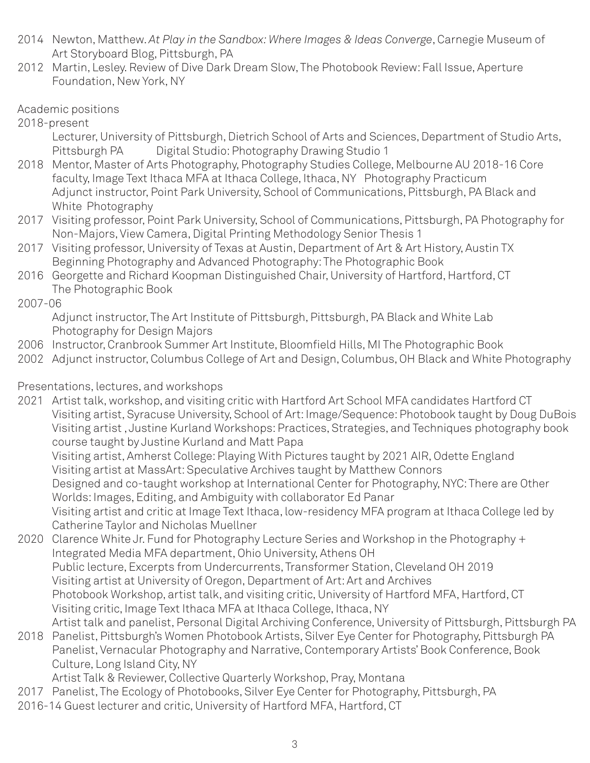2014 Newton, Matthew. *At Play in the Sandbox: Where Images & Ideas Converge*, Carnegie Museum of Art Storyboard Blog, Pittsburgh, PA

2012 Martin, Lesley. Review of Dive Dark Dream Slow, The Photobook Review: Fall Issue, Aperture Foundation, New York, NY

## Academic positions

2018-present
Lecturer, University of Pittsburgh, Dietrich School of Arts and Sciences, Department of Studio Arts, Pittsburgh PA Digital Studio: Photography Drawing Studio 1

2018 Mentor, Master of Arts Photography, Photography Studies College, Melbourne AU 2018-16 Core faculty, Image Text Ithaca MFA at Ithaca College, Ithaca, NY Photography Practicum
Adjunct instructor, Point Park University, School of Communications, Pittsburgh, PA Black and White Photography

2017 Visiting professor, Point Park University, School of Communications, Pittsburgh, PA Photography for Non-Majors, View Camera, Digital Printing Methodology Senior Thesis 1

2017 Visiting professor, University of Texas at Austin, Department of Art & Art History, Austin TX
Beginning Photography and Advanced Photography: The Photographic Book

2016 Georgette and Richard Koopman Distinguished Chair, University of Hartford, Hartford, CT
The Photographic Book

2007-06
Adjunct instructor, The Art Institute of Pittsburgh, Pittsburgh, PA Black and White Lab
Photography for Design Majors

2006 Instructor, Cranbrook Summer Art Institute, Bloomfield Hills, MI The Photographic Book

2002 Adjunct instructor, Columbus College of Art and Design, Columbus, OH Black and White Photography

## Presentations, lectures, and workshops

2021 Artist talk, workshop, and visiting critic with Hartford Art School MFA candidates Hartford CT
Visiting artist, Syracuse University, School of Art: Image/Sequence: Photobook taught by Doug DuBois
Visiting artist , Justine Kurland Workshops: Practices, Strategies, and Techniques photography book course taught by Justine Kurland and Matt Papa
Visiting artist, Amherst College: Playing With Pictures taught by 2021 AIR, Odette England
Visiting artist at MassArt: Speculative Archives taught by Matthew Connors
Designed and co-taught workshop at International Center for Photography, NYC: There are Other Worlds: Images, Editing, and Ambiguity with collaborator Ed Panar
Visiting artist and critic at Image Text Ithaca, low-residency MFA program at Ithaca College led by Catherine Taylor and Nicholas Muellner

2020 Clarence White Jr. Fund for Photography Lecture Series and Workshop in the Photography + Integrated Media MFA department, Ohio University, Athens OH
Public lecture, Excerpts from Undercurrents, Transformer Station, Cleveland OH 2019
Visiting artist at University of Oregon, Department of Art: Art and Archives
Photobook Workshop, artist talk, and visiting critic, University of Hartford MFA, Hartford, CT
Visiting critic, Image Text Ithaca MFA at Ithaca College, Ithaca, NY
Artist talk and panelist, Personal Digital Archiving Conference, University of Pittsburgh, Pittsburgh PA

2018 Panelist, Pittsburgh's Women Photobook Artists, Silver Eye Center for Photography, Pittsburgh PA
Panelist, Vernacular Photography and Narrative, Contemporary Artists' Book Conference, Book Culture, Long Island City, NY
Artist Talk & Reviewer, Collective Quarterly Workshop, Pray, Montana

2017 Panelist, The Ecology of Photobooks, Silver Eye Center for Photography, Pittsburgh, PA

2016-14 Guest lecturer and critic, University of Hartford MFA, Hartford, CT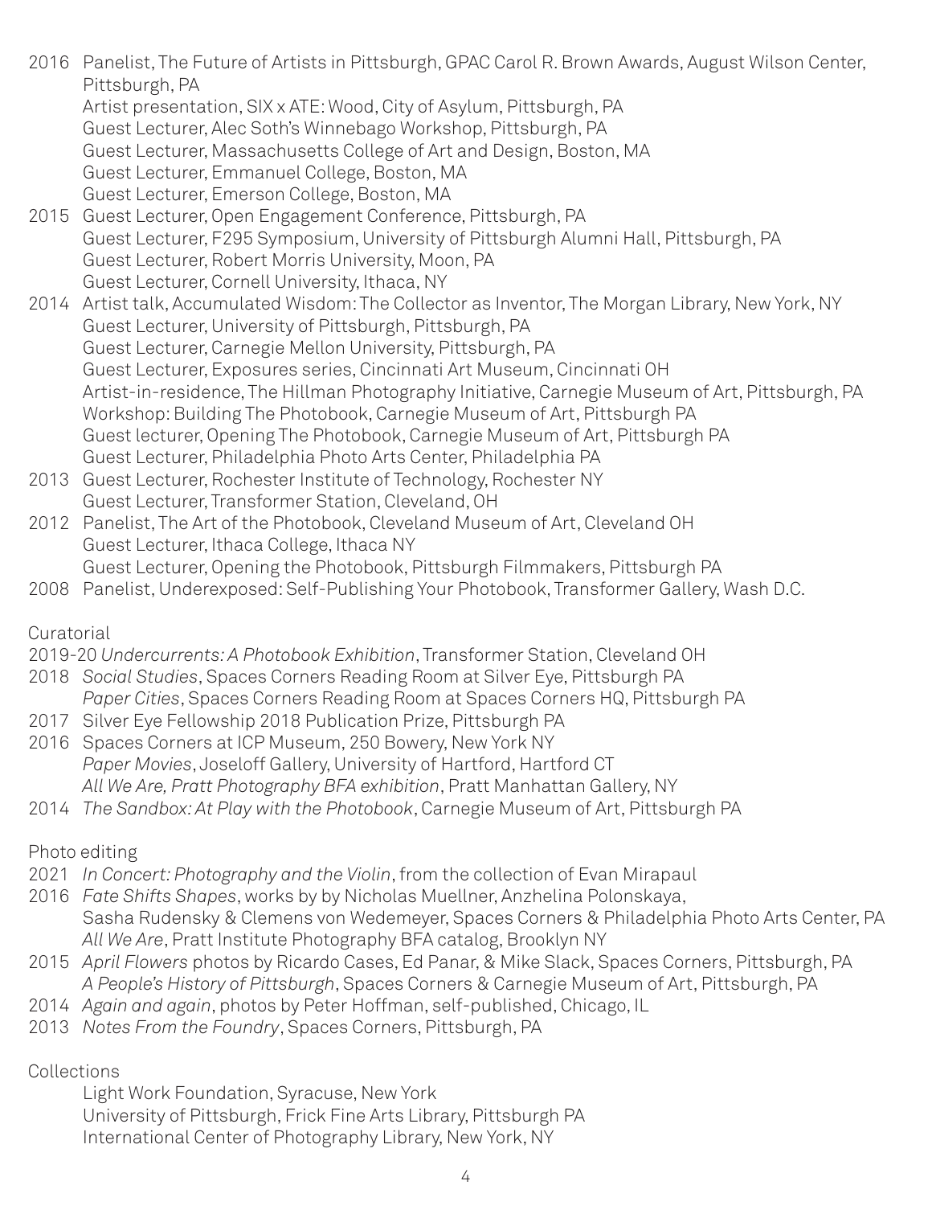2016 Panelist, The Future of Artists in Pittsburgh, GPAC Carol R. Brown Awards, August Wilson Center, Pittsburgh, PA
Artist presentation, SIX x ATE: Wood, City of Asylum, Pittsburgh, PA
Guest Lecturer, Alec Soth's Winnebago Workshop, Pittsburgh, PA
Guest Lecturer, Massachusetts College of Art and Design, Boston, MA
Guest Lecturer, Emmanuel College, Boston, MA
Guest Lecturer, Emerson College, Boston, MA

2015 Guest Lecturer, Open Engagement Conference, Pittsburgh, PA
Guest Lecturer, F295 Symposium, University of Pittsburgh Alumni Hall, Pittsburgh, PA
Guest Lecturer, Robert Morris University, Moon, PA
Guest Lecturer, Cornell University, Ithaca, NY

2014 Artist talk, Accumulated Wisdom: The Collector as Inventor, The Morgan Library, New York, NY
Guest Lecturer, University of Pittsburgh, Pittsburgh, PA
Guest Lecturer, Carnegie Mellon University, Pittsburgh, PA
Guest Lecturer, Exposures series, Cincinnati Art Museum, Cincinnati OH
Artist-in-residence, The Hillman Photography Initiative, Carnegie Museum of Art, Pittsburgh, PA
Workshop: Building The Photobook, Carnegie Museum of Art, Pittsburgh PA
Guest lecturer, Opening The Photobook, Carnegie Museum of Art, Pittsburgh PA
Guest Lecturer, Philadelphia Photo Arts Center, Philadelphia PA

2013 Guest Lecturer, Rochester Institute of Technology, Rochester NY
Guest Lecturer, Transformer Station, Cleveland, OH

2012 Panelist, The Art of the Photobook, Cleveland Museum of Art, Cleveland OH
Guest Lecturer, Ithaca College, Ithaca NY
Guest Lecturer, Opening the Photobook, Pittsburgh Filmmakers, Pittsburgh PA

2008 Panelist, Underexposed: Self-Publishing Your Photobook, Transformer Gallery, Wash D.C.

Curatorial

2019-20 *Undercurrents: A Photobook Exhibition*, Transformer Station, Cleveland OH

2018 *Social Studies*, Spaces Corners Reading Room at Silver Eye, Pittsburgh PA
*Paper Cities*, Spaces Corners Reading Room at Spaces Corners HQ, Pittsburgh PA

2017 Silver Eye Fellowship 2018 Publication Prize, Pittsburgh PA

2016 Spaces Corners at ICP Museum, 250 Bowery, New York NY
*Paper Movies*, Joseloff Gallery, University of Hartford, Hartford CT
*All We Are, Pratt Photography BFA exhibition*, Pratt Manhattan Gallery, NY

2014 *The Sandbox: At Play with the Photobook*, Carnegie Museum of Art, Pittsburgh PA

Photo editing

2021 *In Concert: Photography and the Violin*, from the collection of Evan Mirapaul

2016 *Fate Shifts Shapes*, works by by Nicholas Muellner, Anzhelina Polonskaya, Sasha Rudensky & Clemens von Wedemeyer, Spaces Corners & Philadelphia Photo Arts Center, PA
*All We Are*, Pratt Institute Photography BFA catalog, Brooklyn NY

2015 *April Flowers* photos by Ricardo Cases, Ed Panar, & Mike Slack, Spaces Corners, Pittsburgh, PA
*A People's History of Pittsburgh*, Spaces Corners & Carnegie Museum of Art, Pittsburgh, PA

2014 *Again and again*, photos by Peter Hoffman, self-published, Chicago, IL

2013 *Notes From the Foundry*, Spaces Corners, Pittsburgh, PA

Collections

Light Work Foundation, Syracuse, New York
University of Pittsburgh, Frick Fine Arts Library, Pittsburgh PA
International Center of Photography Library, New York, NY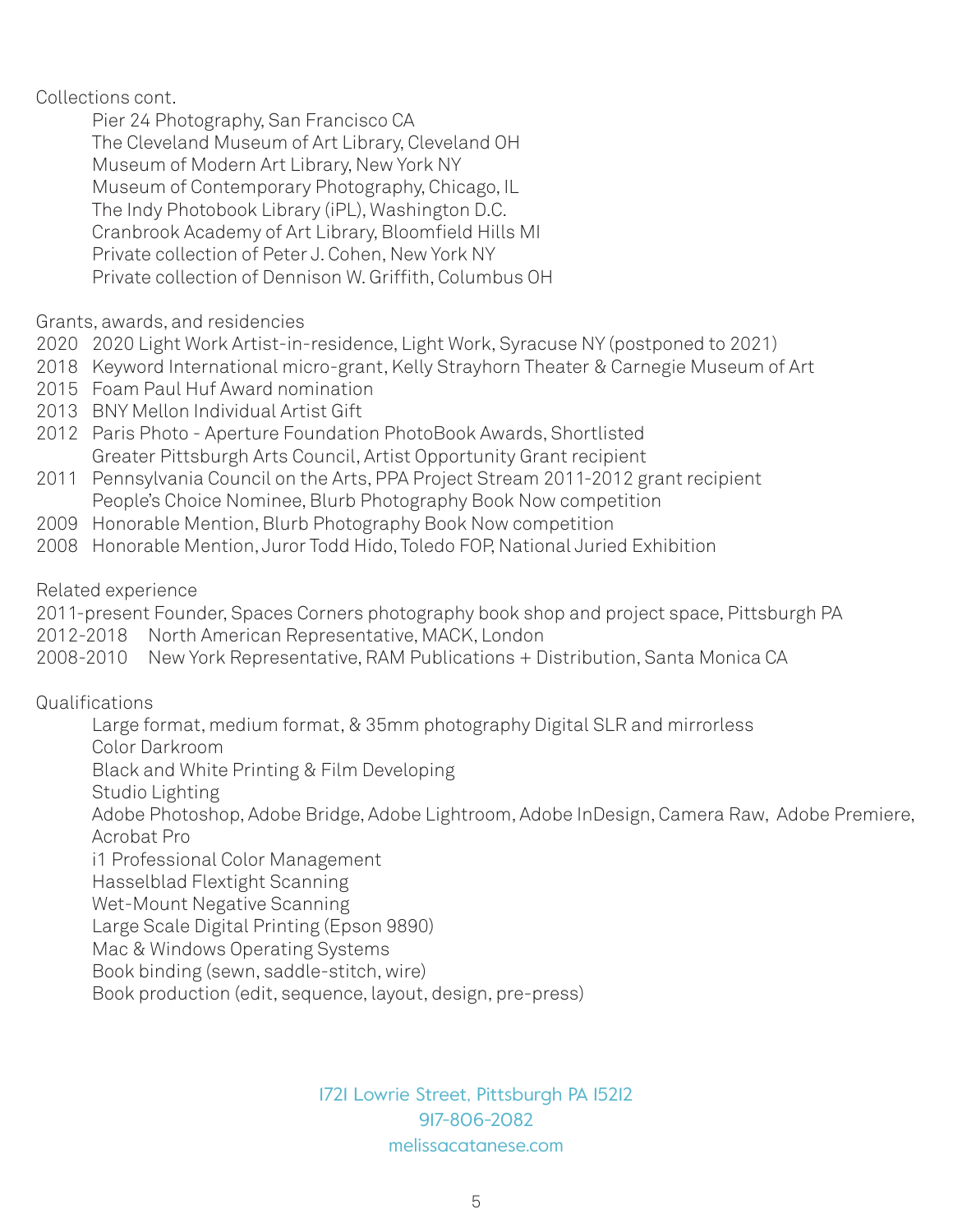Collections cont.

- Pier 24 Photography, San Francisco CA
- The Cleveland Museum of Art Library, Cleveland OH
- Museum of Modern Art Library, New York NY
- Museum of Contemporary Photography, Chicago, IL
- The Indy Photobook Library (iPL), Washington D.C.
- Cranbrook Academy of Art Library, Bloomfield Hills MI
- Private collection of Peter J. Cohen, New York NY
- Private collection of Dennison W. Griffith, Columbus OH

Grants, awards, and residencies

2020 2020 Light Work Artist-in-residence, Light Work, Syracuse NY (postponed to 2021)
2018 Keyword International micro-grant, Kelly Strayhorn Theater & Carnegie Museum of Art
2015 Foam Paul Huf Award nomination
2013 BNY Mellon Individual Artist Gift
2012 Paris Photo - Aperture Foundation PhotoBook Awards, Shortlisted
Greater Pittsburgh Arts Council, Artist Opportunity Grant recipient
2011 Pennsylvania Council on the Arts, PPA Project Stream 2011-2012 grant recipient
People's Choice Nominee, Blurb Photography Book Now competition
2009 Honorable Mention, Blurb Photography Book Now competition
2008 Honorable Mention, Juror Todd Hido, Toledo FOP, National Juried Exhibition

Related experience

2011-present Founder, Spaces Corners photography book shop and project space, Pittsburgh PA
2012-2018 North American Representative, MACK, London
2008-2010 New York Representative, RAM Publications + Distribution, Santa Monica CA

Qualifications

- Large format, medium format, & 35mm photography Digital SLR and mirrorless
- Color Darkroom
- Black and White Printing & Film Developing
- Studio Lighting
- Adobe Photoshop, Adobe Bridge, Adobe Lightroom, Adobe InDesign, Camera Raw, Adobe Premiere, Acrobat Pro
- i1 Professional Color Management
- Hasselblad Flextight Scanning
- Wet-Mount Negative Scanning
- Large Scale Digital Printing (Epson 9890)
- Mac & Windows Operating Systems
- Book binding (sewn, saddle-stitch, wire)
- Book production (edit, sequence, layout, design, pre-press)

1721 Lowrie Street, Pittsburgh PA 15212
917-806-2082
melissacatanese.com